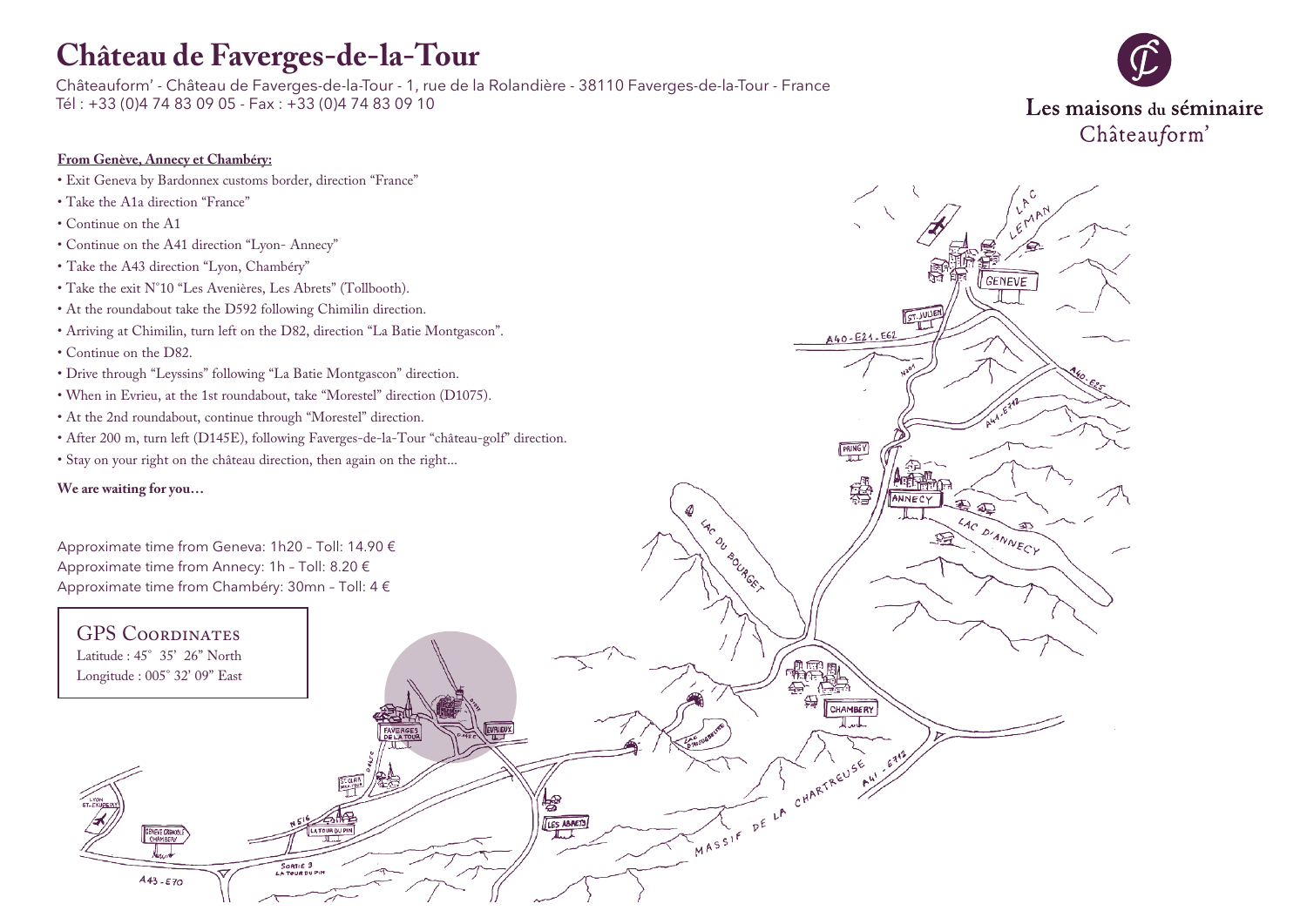# Château de Faverges-de-la-Tour

Châteauform' - Château de Faverges-de-la-Tour - 1, rue de la Rolandière - 38110 Faverges-de-la-Tour - France
Tél : +33 (0)4 74 83 09 05 - Fax : +33 (0)4 74 83 09 10

Les maisons du séminaire
Châteauform'

**From Genève, Annecy et Chambéry:**

- Exit Geneva by Bardonnex customs border, direction "France"
- Take the A1a direction "France"
- Continue on the A1
- Continue on the A41 direction "Lyon- Annecy"
- Take the A43 direction "Lyon, Chambéry"
- Take the exit N°10 "Les Avenières, Les Abrets" (Tollbooth).
- At the roundabout take the D592 following Chimilin direction.
- Arriving at Chimilin, turn left on the D82, direction "La Batie Montgascon".
- Continue on the D82.
- Drive through "Leyssins" following "La Batie Montgascon" direction.
- When in Evrieu, at the 1st roundabout, take "Morestel" direction (D1075).
- At the 2nd roundabout, continue through "Morestel" direction.
- After 200 m, turn left (D145E), following Faverges-de-la-Tour "château-golf" direction.
- Stay on your right on the château direction, then again on the right...

**We are waiting for you…**

Approximate time from Geneva: 1h20 – Toll: 14.90 €
Approximate time from Annecy: 1h – Toll: 8.20 €
Approximate time from Chambéry: 30mn – Toll: 4 €

GPS Coordinates
Latitude : 45° 35' 26" North
Longitude : 005° 32' 09" East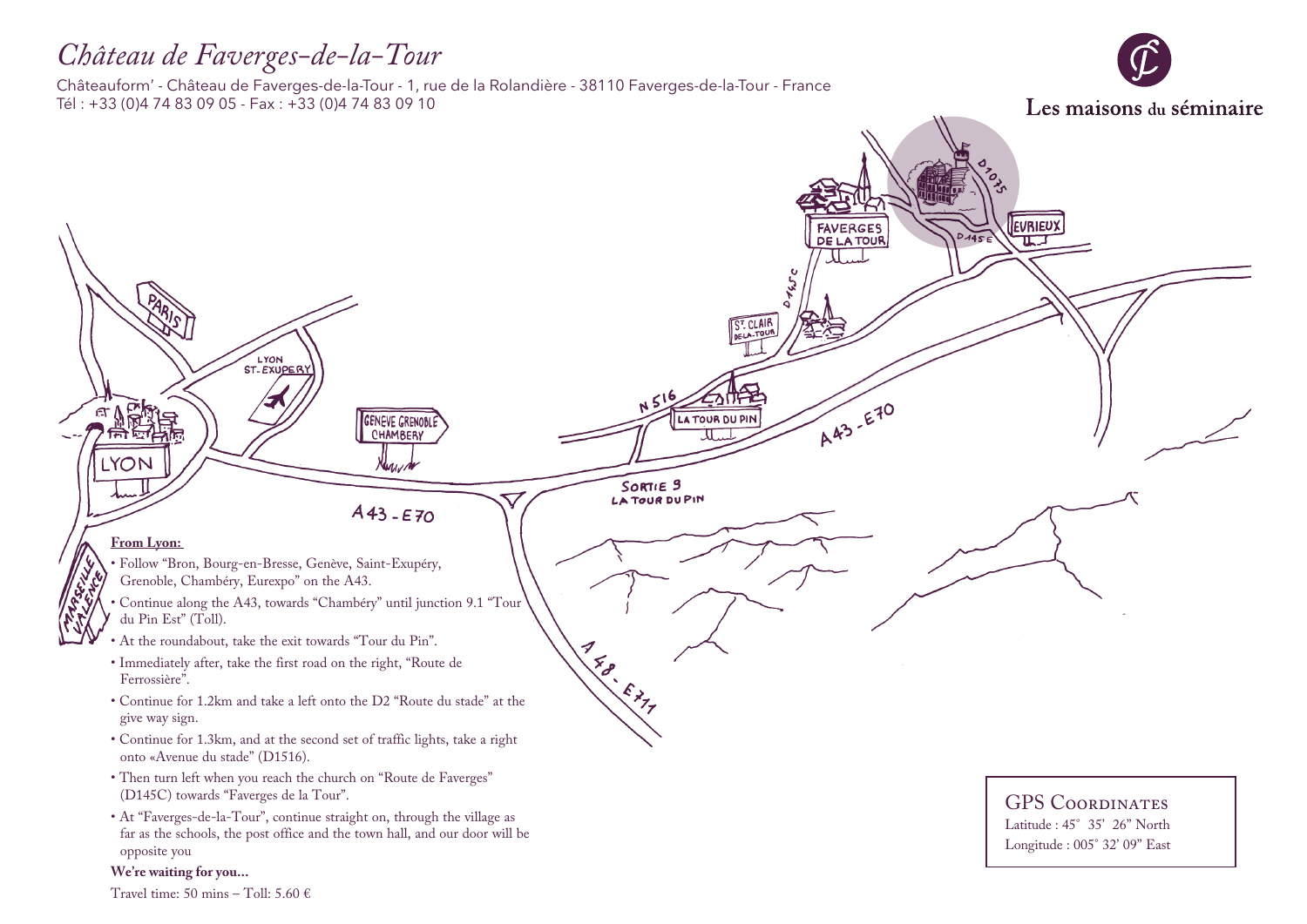# *Château de Faverges-de-la-Tour*

Châteauform' - Château de Faverges-de-la-Tour - 1, rue de la Rolandière - 38110 Faverges-de-la-Tour - France
Tél : +33 (0)4 74 83 09 05 - Fax : +33 (0)4 74 83 09 10

Les maisons du séminaire

**From Lyon:**

- Follow "Bron, Bourg-en-Bresse, Genève, Saint-Exupéry, Grenoble, Chambéry, Eurexpo" on the A43.
- Continue along the A43, towards "Chambéry" until junction 9.1 "Tour du Pin Est" (Toll).
- At the roundabout, take the exit towards "Tour du Pin".
- Immediately after, take the first road on the right, "Route de Ferrossière".
- Continue for 1.2km and take a left onto the D2 "Route du stade" at the give way sign.
- Continue for 1.3km, and at the second set of traffic lights, take a right onto «Avenue du stade" (D1516).
- Then turn left when you reach the church on "Route de Faverges" (D145C) towards "Faverges de la Tour".
- At "Faverges-de-la-Tour", continue straight on, through the village as far as the schools, the post office and the town hall, and our door will be opposite you

**We're waiting for you...**

Travel time: 50 mins – Toll: 5.60 €

GPS Coordinates

Latitude : 45° 35' 26" North

Longitude : 005° 32' 09" East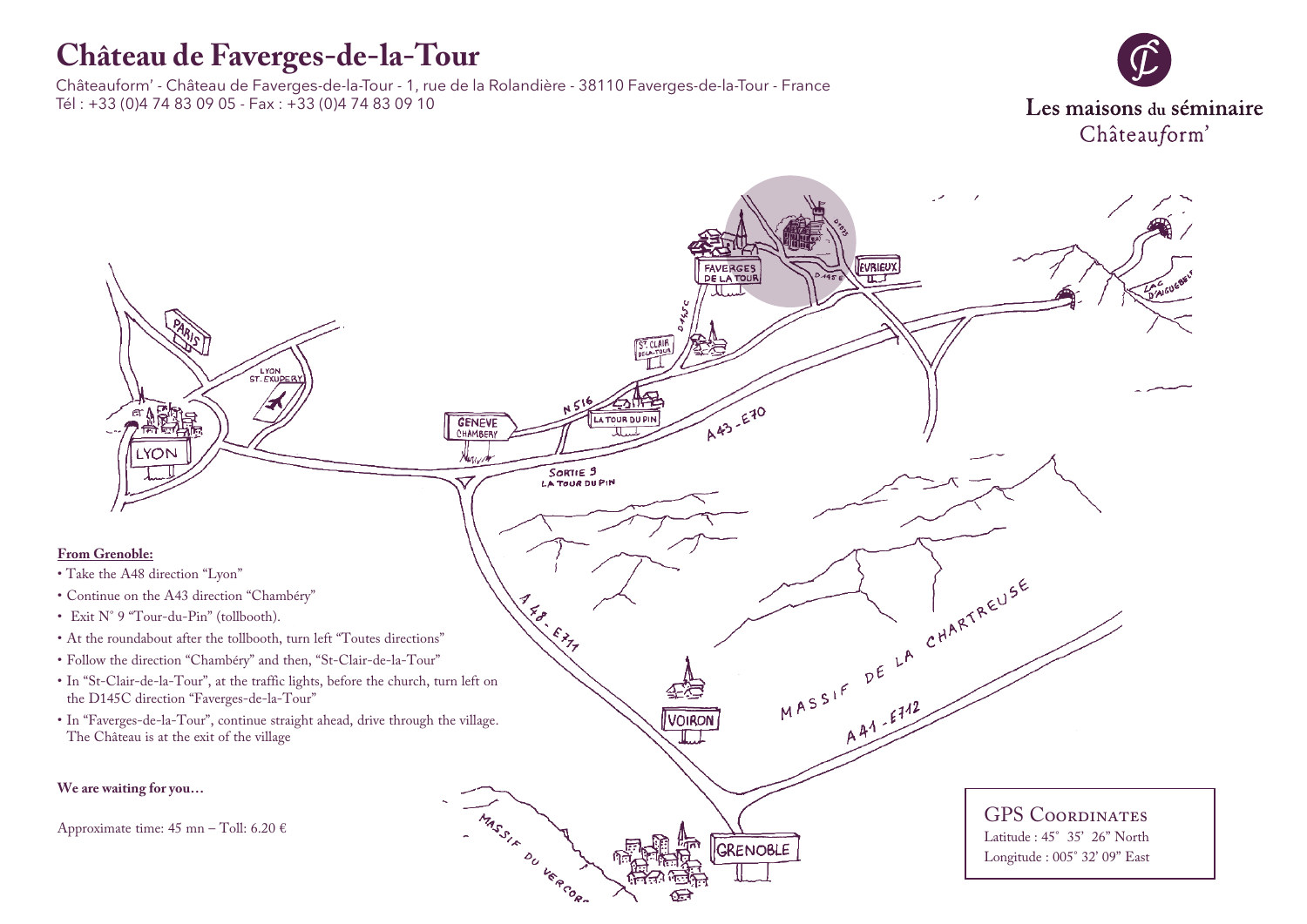# Château de Faverges-de-la-Tour

Châteauform' - Château de Faverges-de-la-Tour - 1, rue de la Rolandière - 38110 Faverges-de-la-Tour - France
Tél : +33 (0)4 74 83 09 05 - Fax : +33 (0)4 74 83 09 10

Les maisons du séminaire
Châteauform'

PARIS
LYON ST. EXUPERY
LYON
GENEVE CHAMBERY
N 516
LA TOUR DU PIN
SORTIE 9 LA TOUR DU PIN
A 43 - E70
ST. CLAIR DE LA TOUR
D 145 C
FAVERGES DE LA TOUR
D 1075
D 145 E
EVRIEUX
LAC D'AIGUEBELETTE
A 48 - E711
VOIRON
MASSIF DE LA CHARTREUSE
A 41 - E712
MASSIF DU VERCORS
GRENOBLE

**From Grenoble:**

- Take the A48 direction "Lyon"
- Continue on the A43 direction "Chambéry"
- Exit N° 9 "Tour-du-Pin" (tollbooth).
- At the roundabout after the tollbooth, turn left "Toutes directions"
- Follow the direction "Chambéry" and then, "St-Clair-de-la-Tour"
- In "St-Clair-de-la-Tour", at the traffic lights, before the church, turn left on the D145C direction "Faverges-de-la-Tour"
- In "Faverges-de-la-Tour", continue straight ahead, drive through the village. The Château is at the exit of the village

**We are waiting for you…**

Approximate time: 45 mn – Toll: 6.20 €

GPS Coordinates
Latitude : 45° 35' 26" North
Longitude : 005° 32' 09" East